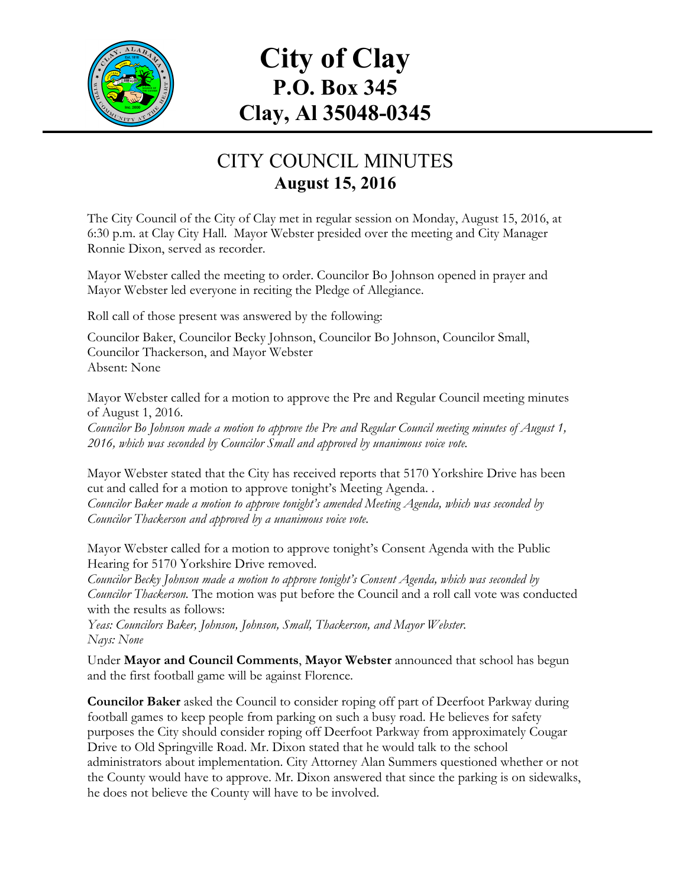# City of Clay
## P.O. Box 345
## Clay, Al 35048-0345

## CITY COUNCIL MINUTES
### August 15, 2016

The City Council of the City of Clay met in regular session on Monday, August 15, 2016, at 6:30 p.m. at Clay City Hall. Mayor Webster presided over the meeting and City Manager Ronnie Dixon, served as recorder.

Mayor Webster called the meeting to order. Councilor Bo Johnson opened in prayer and Mayor Webster led everyone in reciting the Pledge of Allegiance.

Roll call of those present was answered by the following:

Councilor Baker, Councilor Becky Johnson, Councilor Bo Johnson, Councilor Small, Councilor Thackerson, and Mayor Webster
Absent: None

Mayor Webster called for a motion to approve the Pre and Regular Council meeting minutes of August 1, 2016.
*Councilor Bo Johnson made a motion to approve the Pre and Regular Council meeting minutes of August 1, 2016, which was seconded by Councilor Small and approved by unanimous voice vote.*

Mayor Webster stated that the City has received reports that 5170 Yorkshire Drive has been cut and called for a motion to approve tonight's Meeting Agenda. .
*Councilor Baker made a motion to approve tonight's amended Meeting Agenda, which was seconded by Councilor Thackerson and approved by a unanimous voice vote.*

Mayor Webster called for a motion to approve tonight's Consent Agenda with the Public Hearing for 5170 Yorkshire Drive removed.
*Councilor Becky Johnson made a motion to approve tonight's Consent Agenda, which was seconded by Councilor Thackerson.* The motion was put before the Council and a roll call vote was conducted with the results as follows:
*Yeas: Councilors Baker, Johnson, Johnson, Small, Thackerson, and Mayor Webster.*
*Nays: None*

Under **Mayor and Council Comments**, **Mayor Webster** announced that school has begun and the first football game will be against Florence.

**Councilor Baker** asked the Council to consider roping off part of Deerfoot Parkway during football games to keep people from parking on such a busy road. He believes for safety purposes the City should consider roping off Deerfoot Parkway from approximately Cougar Drive to Old Springville Road. Mr. Dixon stated that he would talk to the school administrators about implementation. City Attorney Alan Summers questioned whether or not the County would have to approve. Mr. Dixon answered that since the parking is on sidewalks, he does not believe the County will have to be involved.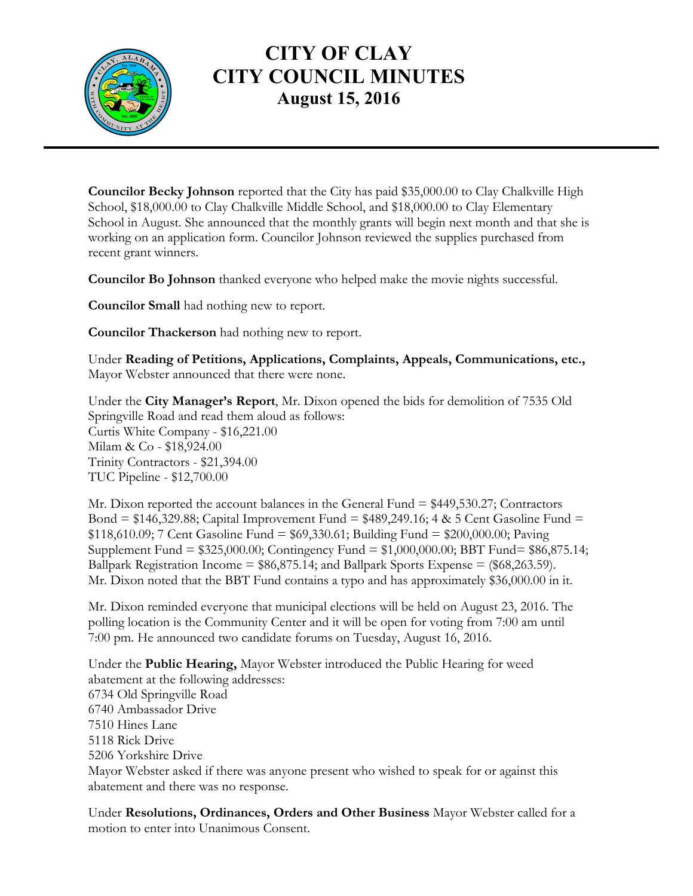**Councilor Becky Johnson** reported that the City has paid $35,000.00 to Clay Chalkville High School, $18,000.00 to Clay Chalkville Middle School, and $18,000.00 to Clay Elementary School in August. She announced that the monthly grants will begin next month and that she is working on an application form. Councilor Johnson reviewed the supplies purchased from recent grant winners.

**Councilor Bo Johnson** thanked everyone who helped make the movie nights successful.

**Councilor Small** had nothing new to report.

**Councilor Thackerson** had nothing new to report.

Under **Reading of Petitions, Applications, Complaints, Appeals, Communications, etc.,** Mayor Webster announced that there were none.

Under the **City Manager's Report**, Mr. Dixon opened the bids for demolition of 7535 Old Springville Road and read them aloud as follows:
Curtis White Company - $16,221.00
Milam & Co - $18,924.00
Trinity Contractors - $21,394.00
TUC Pipeline - $12,700.00

Mr. Dixon reported the account balances in the General Fund = $449,530.27; Contractors Bond = $146,329.88; Capital Improvement Fund = $489,249.16; 4 & 5 Cent Gasoline Fund = $118,610.09; 7 Cent Gasoline Fund = $69,330.61; Building Fund = $200,000.00; Paving Supplement Fund = $325,000.00; Contingency Fund = $1,000,000.00; BBT Fund= $86,875.14; Ballpark Registration Income = $86,875.14; and Ballpark Sports Expense = ($68,263.59). Mr. Dixon noted that the BBT Fund contains a typo and has approximately $36,000.00 in it.

Mr. Dixon reminded everyone that municipal elections will be held on August 23, 2016. The polling location is the Community Center and it will be open for voting from 7:00 am until 7:00 pm. He announced two candidate forums on Tuesday, August 16, 2016.

Under the **Public Hearing,** Mayor Webster introduced the Public Hearing for weed abatement at the following addresses:
6734 Old Springville Road
6740 Ambassador Drive
7510 Hines Lane
5118 Rick Drive
5206 Yorkshire Drive
Mayor Webster asked if there was anyone present who wished to speak for or against this abatement and there was no response.

Under **Resolutions, Ordinances, Orders and Other Business** Mayor Webster called for a motion to enter into Unanimous Consent.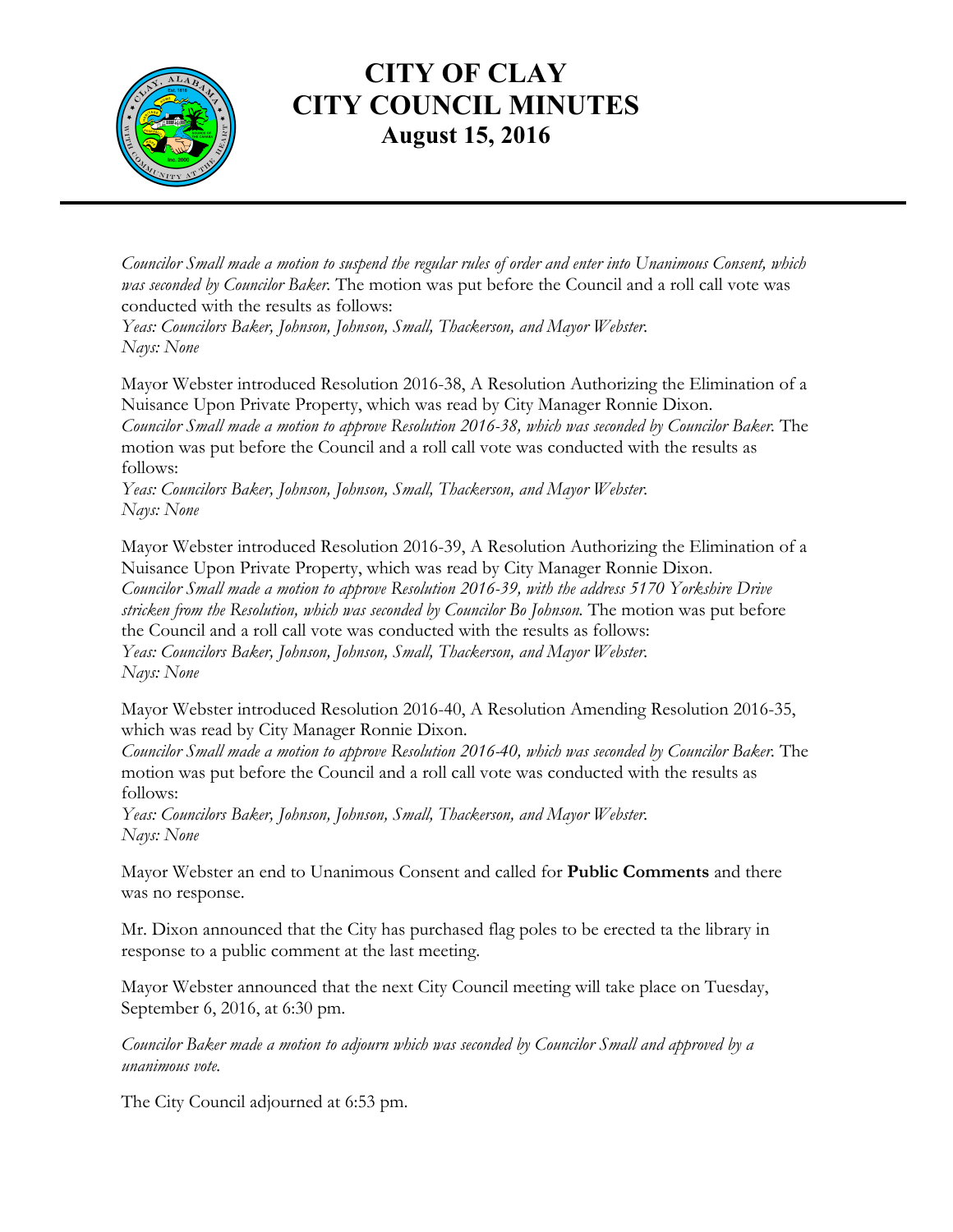Councilor Small made a motion to suspend the regular rules of order and enter into Unanimous Consent, which was seconded by Councilor Baker. The motion was put before the Council and a roll call vote was conducted with the results as follows:
*Yeas: Councilors Baker, Johnson, Johnson, Small, Thackerson, and Mayor Webster.*
*Nays: None*

Mayor Webster introduced Resolution 2016-38, A Resolution Authorizing the Elimination of a Nuisance Upon Private Property, which was read by City Manager Ronnie Dixon.
*Councilor Small made a motion to approve Resolution 2016-38, which was seconded by Councilor Baker.* The motion was put before the Council and a roll call vote was conducted with the results as follows:
*Yeas: Councilors Baker, Johnson, Johnson, Small, Thackerson, and Mayor Webster.*
*Nays: None*

Mayor Webster introduced Resolution 2016-39, A Resolution Authorizing the Elimination of a Nuisance Upon Private Property, which was read by City Manager Ronnie Dixon.
*Councilor Small made a motion to approve Resolution 2016-39, with the address 5170 Yorkshire Drive stricken from the Resolution, which was seconded by Councilor Bo Johnson.* The motion was put before the Council and a roll call vote was conducted with the results as follows:
*Yeas: Councilors Baker, Johnson, Johnson, Small, Thackerson, and Mayor Webster.*
*Nays: None*

Mayor Webster introduced Resolution 2016-40, A Resolution Amending Resolution 2016-35, which was read by City Manager Ronnie Dixon.
*Councilor Small made a motion to approve Resolution 2016-40, which was seconded by Councilor Baker.* The motion was put before the Council and a roll call vote was conducted with the results as follows:
*Yeas: Councilors Baker, Johnson, Johnson, Small, Thackerson, and Mayor Webster.*
*Nays: None*

Mayor Webster an end to Unanimous Consent and called for **Public Comments** and there was no response.

Mr. Dixon announced that the City has purchased flag poles to be erected ta the library in response to a public comment at the last meeting.

Mayor Webster announced that the next City Council meeting will take place on Tuesday, September 6, 2016, at 6:30 pm.

*Councilor Baker made a motion to adjourn which was seconded by Councilor Small and approved by a unanimous vote.*

The City Council adjourned at 6:53 pm.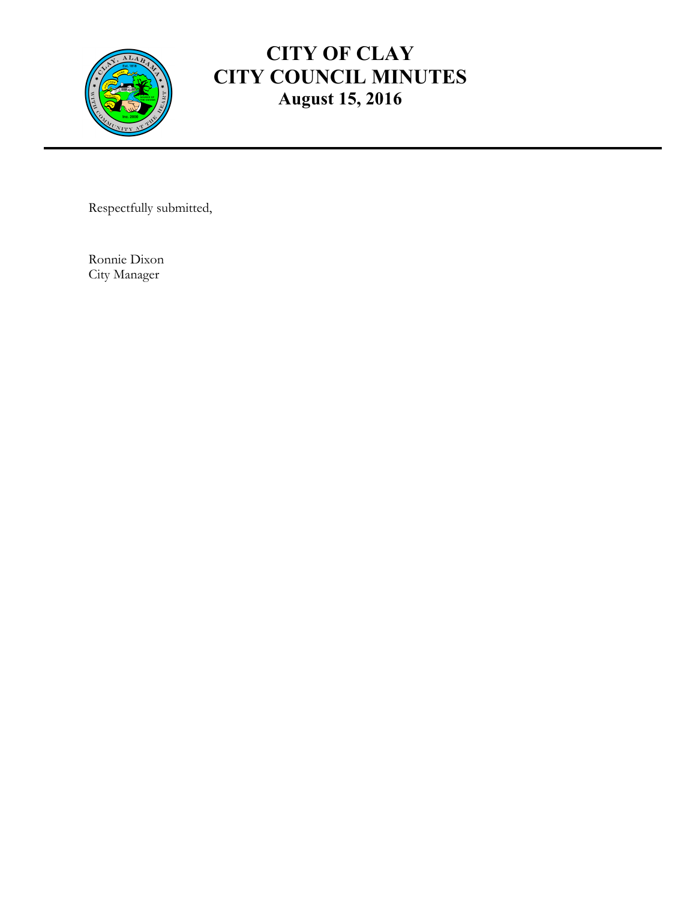# CITY OF CLAY
# CITY COUNCIL MINUTES
## August 15, 2016

Respectfully submitted,

Ronnie Dixon
City Manager